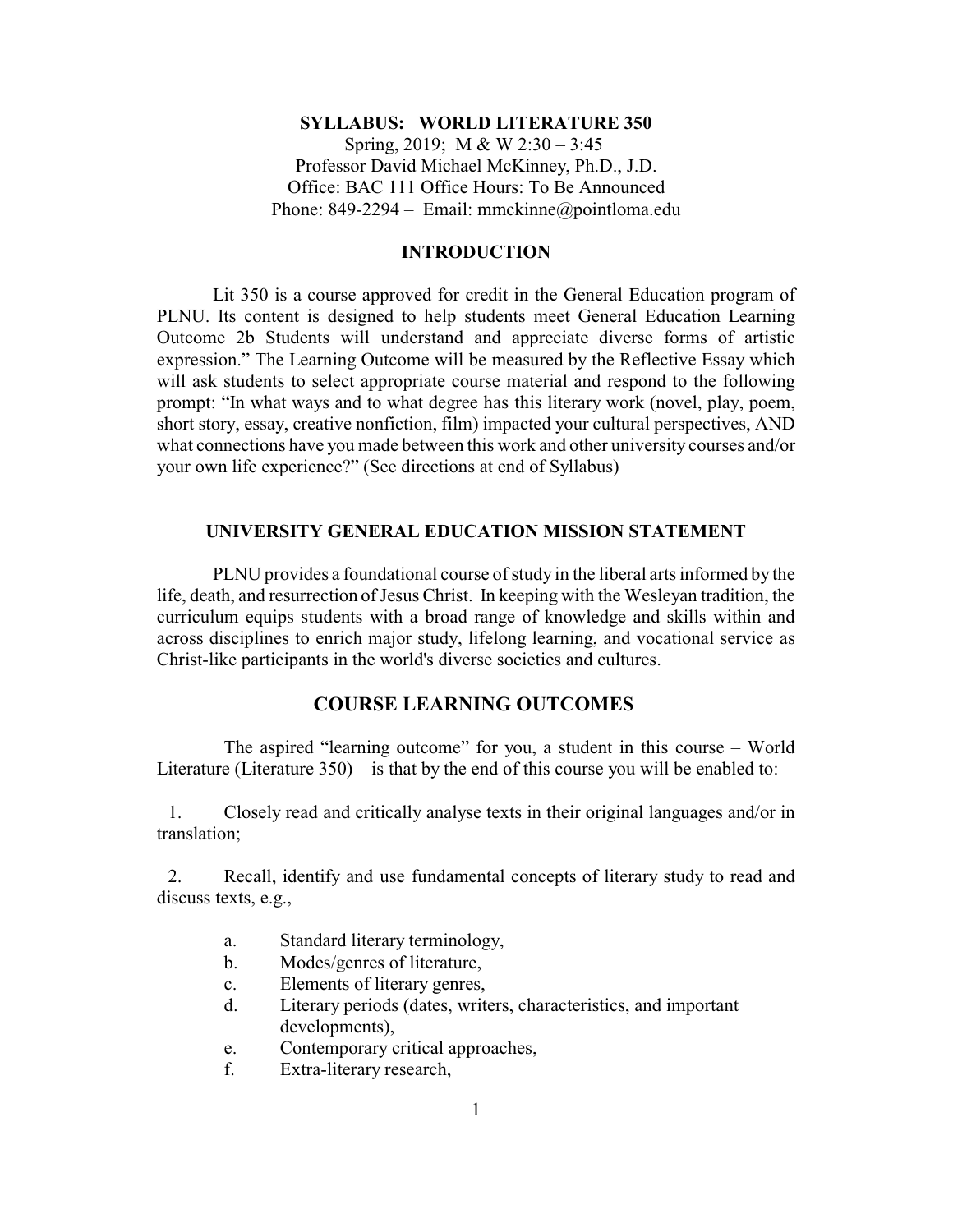# SYLLABUS: WORLD LITERATURE 350

Spring, 2019; M & W 2:30 – 3:45
Professor David Michael McKinney, Ph.D., J.D.
Office: BAC 111 Office Hours: To Be Announced
Phone: 849-2294 – Email: mmckinne@pointloma.edu

## INTRODUCTION

Lit 350 is a course approved for credit in the General Education program of PLNU. Its content is designed to help students meet General Education Learning Outcome 2b Students will understand and appreciate diverse forms of artistic expression." The Learning Outcome will be measured by the Reflective Essay which will ask students to select appropriate course material and respond to the following prompt: "In what ways and to what degree has this literary work (novel, play, poem, short story, essay, creative nonfiction, film) impacted your cultural perspectives, AND what connections have you made between this work and other university courses and/or your own life experience?" (See directions at end of Syllabus)

## UNIVERSITY GENERAL EDUCATION MISSION STATEMENT

PLNU provides a foundational course of study in the liberal arts informed by the life, death, and resurrection of Jesus Christ. In keeping with the Wesleyan tradition, the curriculum equips students with a broad range of knowledge and skills within and across disciplines to enrich major study, lifelong learning, and vocational service as Christ-like participants in the world's diverse societies and cultures.

## COURSE LEARNING OUTCOMES

The aspired "learning outcome" for you, a student in this course – World Literature (Literature 350) – is that by the end of this course you will be enabled to:

1. Closely read and critically analyse texts in their original languages and/or in translation;

2. Recall, identify and use fundamental concepts of literary study to read and discuss texts, e.g.,

    a. Standard literary terminology,
    b. Modes/genres of literature,
    c. Elements of literary genres,
    d. Literary periods (dates, writers, characteristics, and important developments),
    e. Contemporary critical approaches,
    f. Extra-literary research,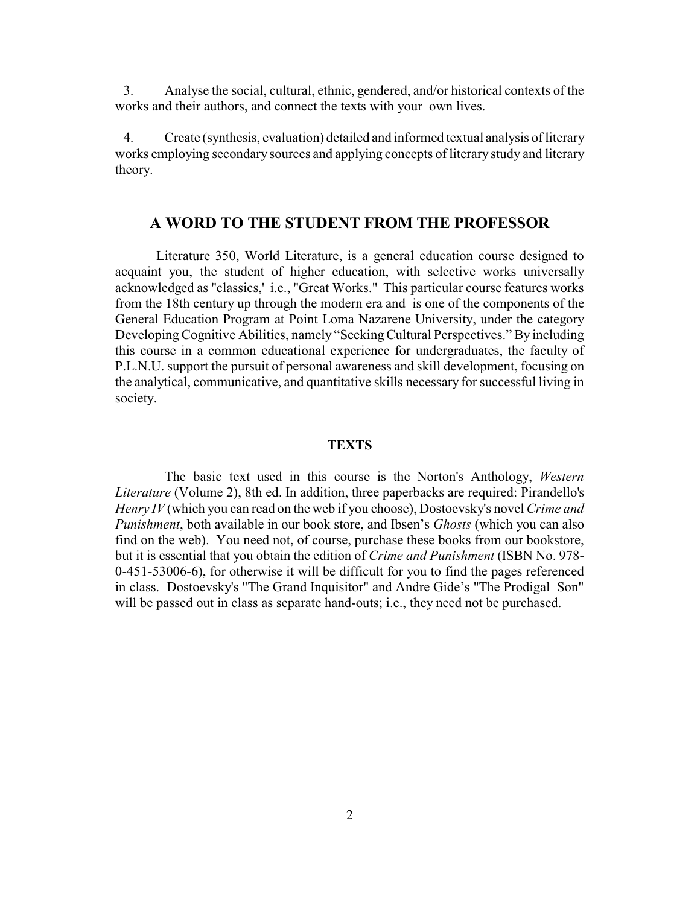3. Analyse the social, cultural, ethnic, gendered, and/or historical contexts of the works and their authors, and connect the texts with your own lives.

4. Create (synthesis, evaluation) detailed and informed textual analysis of literary works employing secondary sources and applying concepts of literary study and literary theory.

## A WORD TO THE STUDENT FROM THE PROFESSOR

Literature 350, World Literature, is a general education course designed to acquaint you, the student of higher education, with selective works universally acknowledged as "classics,' i.e., "Great Works." This particular course features works from the 18th century up through the modern era and is one of the components of the General Education Program at Point Loma Nazarene University, under the category Developing Cognitive Abilities, namely "Seeking Cultural Perspectives." By including this course in a common educational experience for undergraduates, the faculty of P.L.N.U. support the pursuit of personal awareness and skill development, focusing on the analytical, communicative, and quantitative skills necessary for successful living in society.

### TEXTS

The basic text used in this course is the Norton's Anthology, *Western Literature* (Volume 2), 8th ed. In addition, three paperbacks are required: Pirandello's *Henry IV* (which you can read on the web if you choose), Dostoevsky's novel *Crime and Punishment*, both available in our book store, and Ibsen's *Ghosts* (which you can also find on the web). You need not, of course, purchase these books from our bookstore, but it is essential that you obtain the edition of *Crime and Punishment* (ISBN No. 978-0-451-53006-6), for otherwise it will be difficult for you to find the pages referenced in class. Dostoevsky's "The Grand Inquisitor" and Andre Gide's "The Prodigal Son" will be passed out in class as separate hand-outs; i.e., they need not be purchased.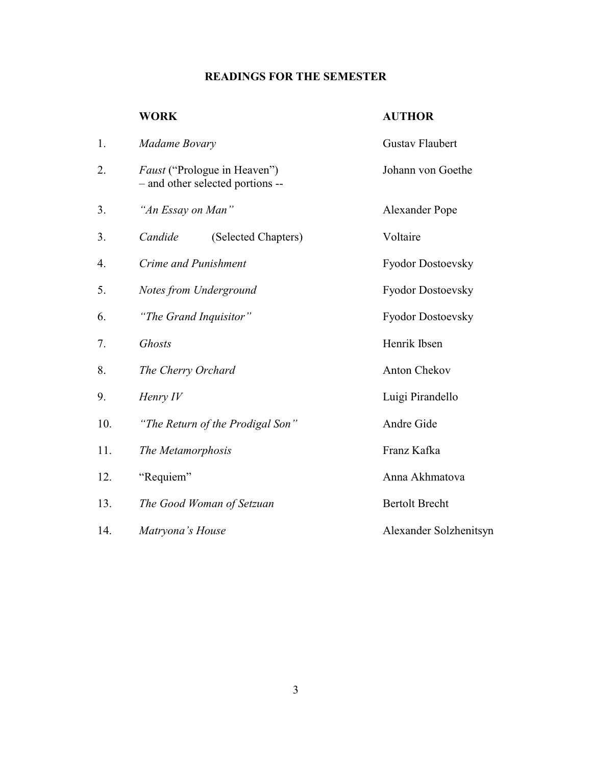## READINGS FOR THE SEMESTER

| | WORK | AUTHOR |
|---|---|---|
| 1. | *Madame Bovary* | Gustav Flaubert |
| 2. | *Faust* ("Prologue in Heaven") – and other selected portions -- | Johann von Goethe |
| 3. | *"An Essay on Man"* | Alexander Pope |
| 3. | *Candide* (Selected Chapters) | Voltaire |
| 4. | *Crime and Punishment* | Fyodor Dostoevsky |
| 5. | *Notes from Underground* | Fyodor Dostoevsky |
| 6. | *"The Grand Inquisitor"* | Fyodor Dostoevsky |
| 7. | *Ghosts* | Henrik Ibsen |
| 8. | *The Cherry Orchard* | Anton Chekov |
| 9. | *Henry IV* | Luigi Pirandello |
| 10. | *"The Return of the Prodigal Son"* | Andre Gide |
| 11. | *The Metamorphosis* | Franz Kafka |
| 12. | "Requiem" | Anna Akhmatova |
| 13. | *The Good Woman of Setzuan* | Bertolt Brecht |
| 14. | *Matryona's House* | Alexander Solzhenitsyn |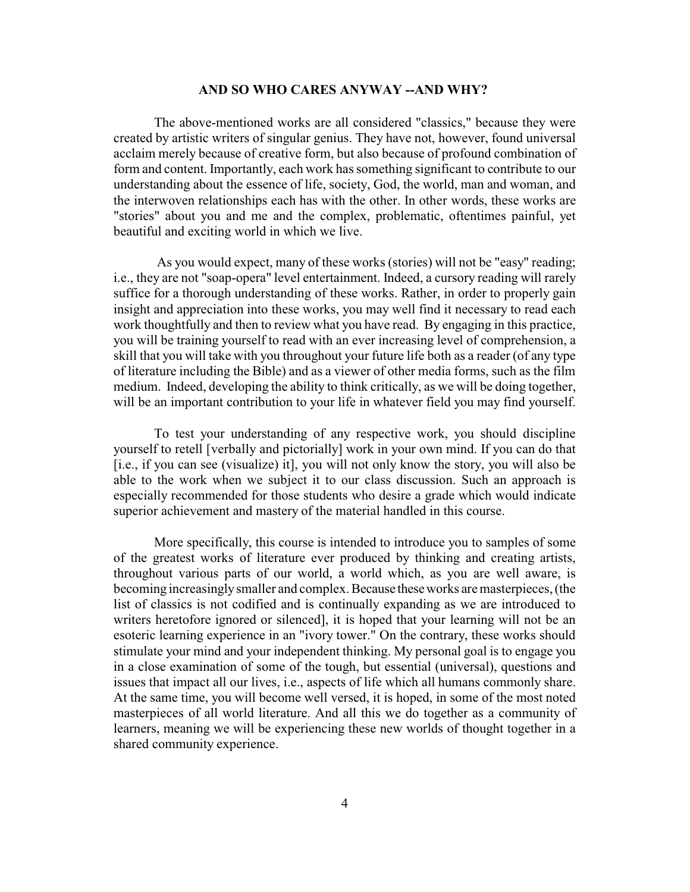## AND SO WHO CARES ANYWAY --AND WHY?

The above-mentioned works are all considered "classics," because they were created by artistic writers of singular genius. They have not, however, found universal acclaim merely because of creative form, but also because of profound combination of form and content. Importantly, each work has something significant to contribute to our understanding about the essence of life, society, God, the world, man and woman, and the interwoven relationships each has with the other. In other words, these works are "stories" about you and me and the complex, problematic, oftentimes painful, yet beautiful and exciting world in which we live.

As you would expect, many of these works (stories) will not be "easy" reading; i.e., they are not "soap-opera" level entertainment. Indeed, a cursory reading will rarely suffice for a thorough understanding of these works. Rather, in order to properly gain insight and appreciation into these works, you may well find it necessary to read each work thoughtfully and then to review what you have read. By engaging in this practice, you will be training yourself to read with an ever increasing level of comprehension, a skill that you will take with you throughout your future life both as a reader (of any type of literature including the Bible) and as a viewer of other media forms, such as the film medium. Indeed, developing the ability to think critically, as we will be doing together, will be an important contribution to your life in whatever field you may find yourself.

To test your understanding of any respective work, you should discipline yourself to retell [verbally and pictorially] work in your own mind. If you can do that [i.e., if you can see (visualize) it], you will not only know the story, you will also be able to the work when we subject it to our class discussion. Such an approach is especially recommended for those students who desire a grade which would indicate superior achievement and mastery of the material handled in this course.

More specifically, this course is intended to introduce you to samples of some of the greatest works of literature ever produced by thinking and creating artists, throughout various parts of our world, a world which, as you are well aware, is becoming increasingly smaller and complex. Because these works are masterpieces, (the list of classics is not codified and is continually expanding as we are introduced to writers heretofore ignored or silenced], it is hoped that your learning will not be an esoteric learning experience in an "ivory tower." On the contrary, these works should stimulate your mind and your independent thinking. My personal goal is to engage you in a close examination of some of the tough, but essential (universal), questions and issues that impact all our lives, i.e., aspects of life which all humans commonly share. At the same time, you will become well versed, it is hoped, in some of the most noted masterpieces of all world literature. And all this we do together as a community of learners, meaning we will be experiencing these new worlds of thought together in a shared community experience.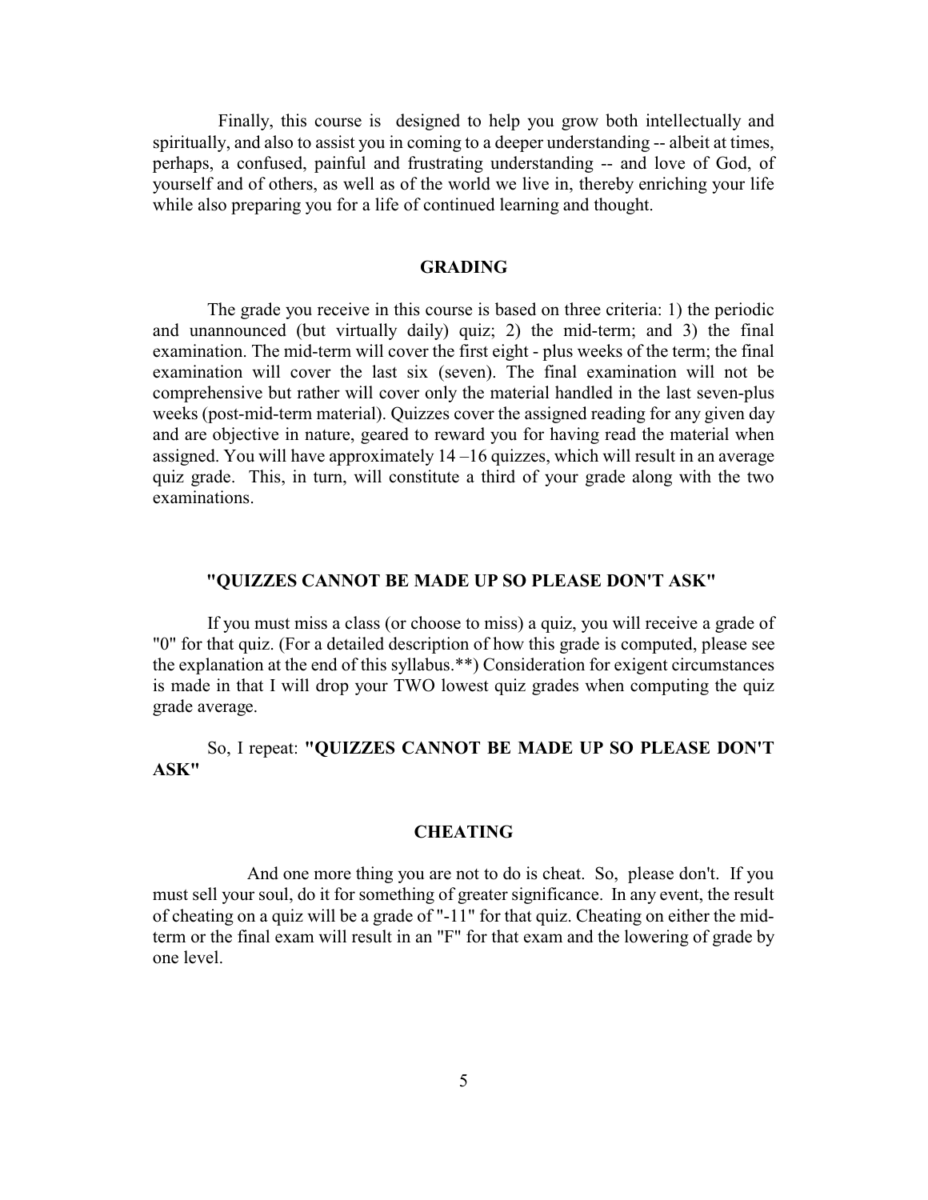Finally, this course is designed to help you grow both intellectually and spiritually, and also to assist you in coming to a deeper understanding -- albeit at times, perhaps, a confused, painful and frustrating understanding -- and love of God, of yourself and of others, as well as of the world we live in, thereby enriching your life while also preparing you for a life of continued learning and thought.

## GRADING

The grade you receive in this course is based on three criteria: 1) the periodic and unannounced (but virtually daily) quiz; 2) the mid-term; and 3) the final examination. The mid-term will cover the first eight - plus weeks of the term; the final examination will cover the last six (seven). The final examination will not be comprehensive but rather will cover only the material handled in the last seven-plus weeks (post-mid-term material). Quizzes cover the assigned reading for any given day and are objective in nature, geared to reward you for having read the material when assigned. You will have approximately 14 –16 quizzes, which will result in an average quiz grade. This, in turn, will constitute a third of your grade along with the two examinations.

## "QUIZZES CANNOT BE MADE UP SO PLEASE DON'T ASK"

If you must miss a class (or choose to miss) a quiz, you will receive a grade of "0" for that quiz. (For a detailed description of how this grade is computed, please see the explanation at the end of this syllabus.**) Consideration for exigent circumstances is made in that I will drop your TWO lowest quiz grades when computing the quiz grade average.

So, I repeat: **"QUIZZES CANNOT BE MADE UP SO PLEASE DON'T ASK"**

## CHEATING

And one more thing you are not to do is cheat. So, please don't. If you must sell your soul, do it for something of greater significance. In any event, the result of cheating on a quiz will be a grade of "-11" for that quiz. Cheating on either the mid-term or the final exam will result in an "F" for that exam and the lowering of grade by one level.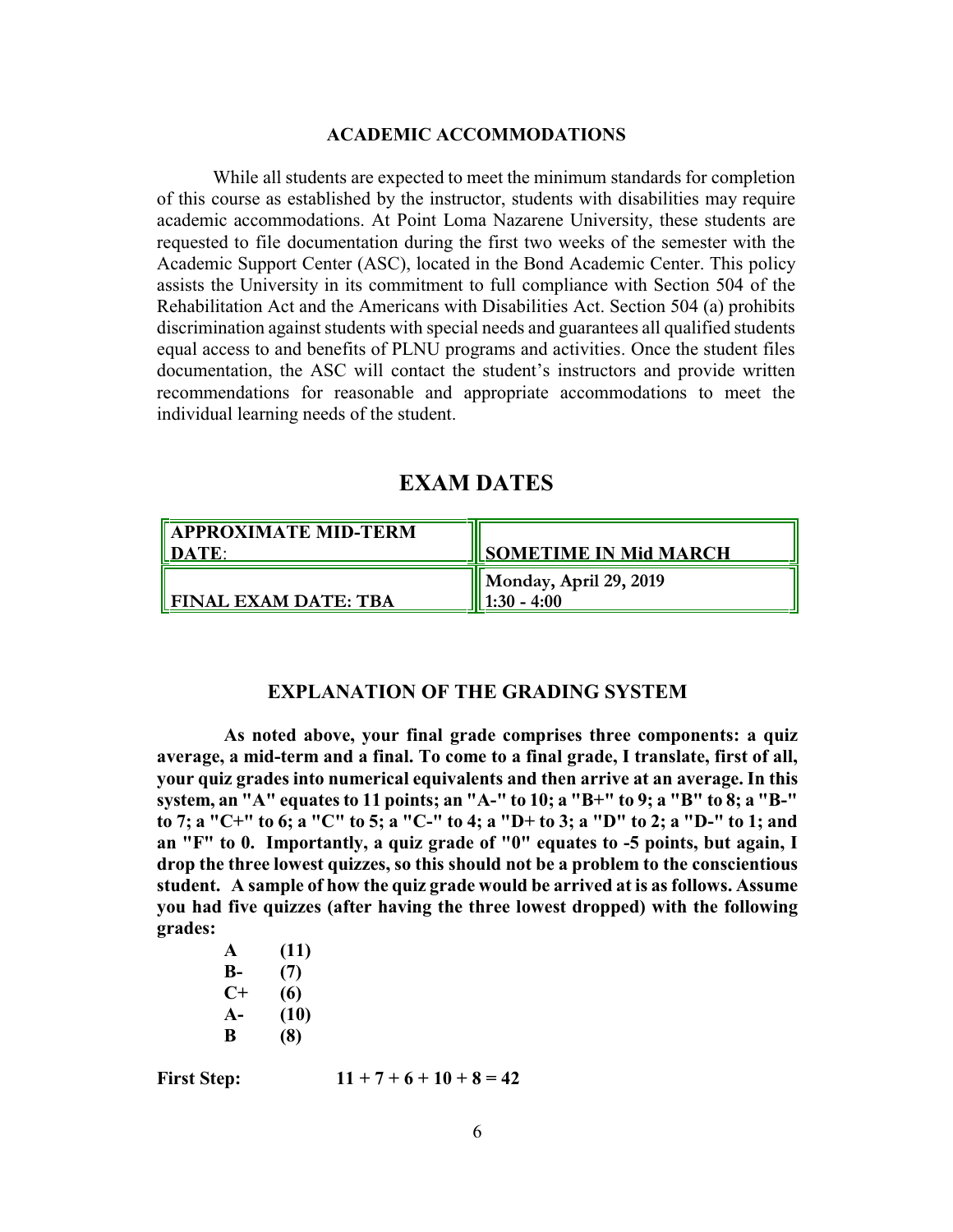## ACADEMIC ACCOMMODATIONS

While all students are expected to meet the minimum standards for completion of this course as established by the instructor, students with disabilities may require academic accommodations. At Point Loma Nazarene University, these students are requested to file documentation during the first two weeks of the semester with the Academic Support Center (ASC), located in the Bond Academic Center. This policy assists the University in its commitment to full compliance with Section 504 of the Rehabilitation Act and the Americans with Disabilities Act. Section 504 (a) prohibits discrimination against students with special needs and guarantees all qualified students equal access to and benefits of PLNU programs and activities. Once the student files documentation, the ASC will contact the student's instructors and provide written recommendations for reasonable and appropriate accommodations to meet the individual learning needs of the student.

# EXAM DATES

| **APPROXIMATE MID-TERM DATE**: | **SOMETIME IN Mid MARCH** |
|---|---|
| **FINAL EXAM DATE: TBA** | **Monday, April 29, 2019 1:30 - 4:00** |

## EXPLANATION OF THE GRADING SYSTEM

**As noted above, your final grade comprises three components: a quiz average, a mid-term and a final. To come to a final grade, I translate, first of all, your quiz grades into numerical equivalents and then arrive at an average. In this system, an "A" equates to 11 points; an "A-" to 10; a "B+" to 9; a "B" to 8; a "B-" to 7; a "C+" to 6; a "C" to 5; a "C-" to 4; a "D+ to 3; a "D" to 2; a "D-" to 1; and an "F" to 0. Importantly, a quiz grade of "0" equates to -5 points, but again, I drop the three lowest quizzes, so this should not be a problem to the conscientious student. A sample of how the quiz grade would be arrived at is as follows. Assume you had five quizzes (after having the three lowest dropped) with the following grades:**

**A (11)**
**B- (7)**
**C+ (6)**
**A- (10)**
**B (8)**

**First Step:** **11 + 7 + 6 + 10 + 8 = 42**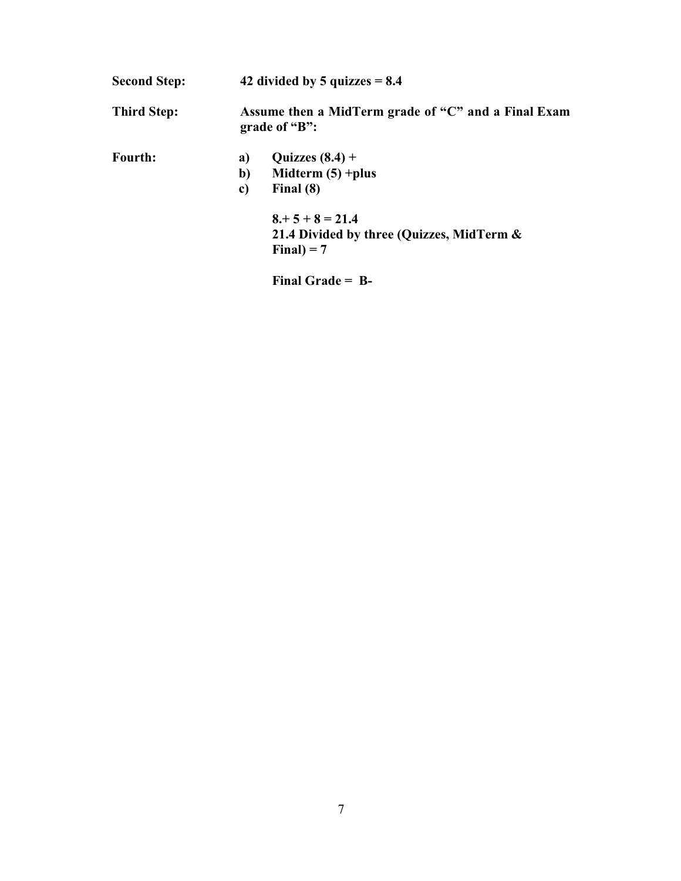**Second Step:** **42 divided by 5 quizzes = 8.4**

**Third Step:** **Assume then a MidTerm grade of "C" and a Final Exam grade of "B":**

**Fourth:**

a) **Quizzes (8.4) +**
b) **Midterm (5) +plus**
c) **Final (8)**

**8.+ 5 + 8 = 21.4**
**21.4 Divided by three (Quizzes, MidTerm & Final) = 7**

**Final Grade = B-**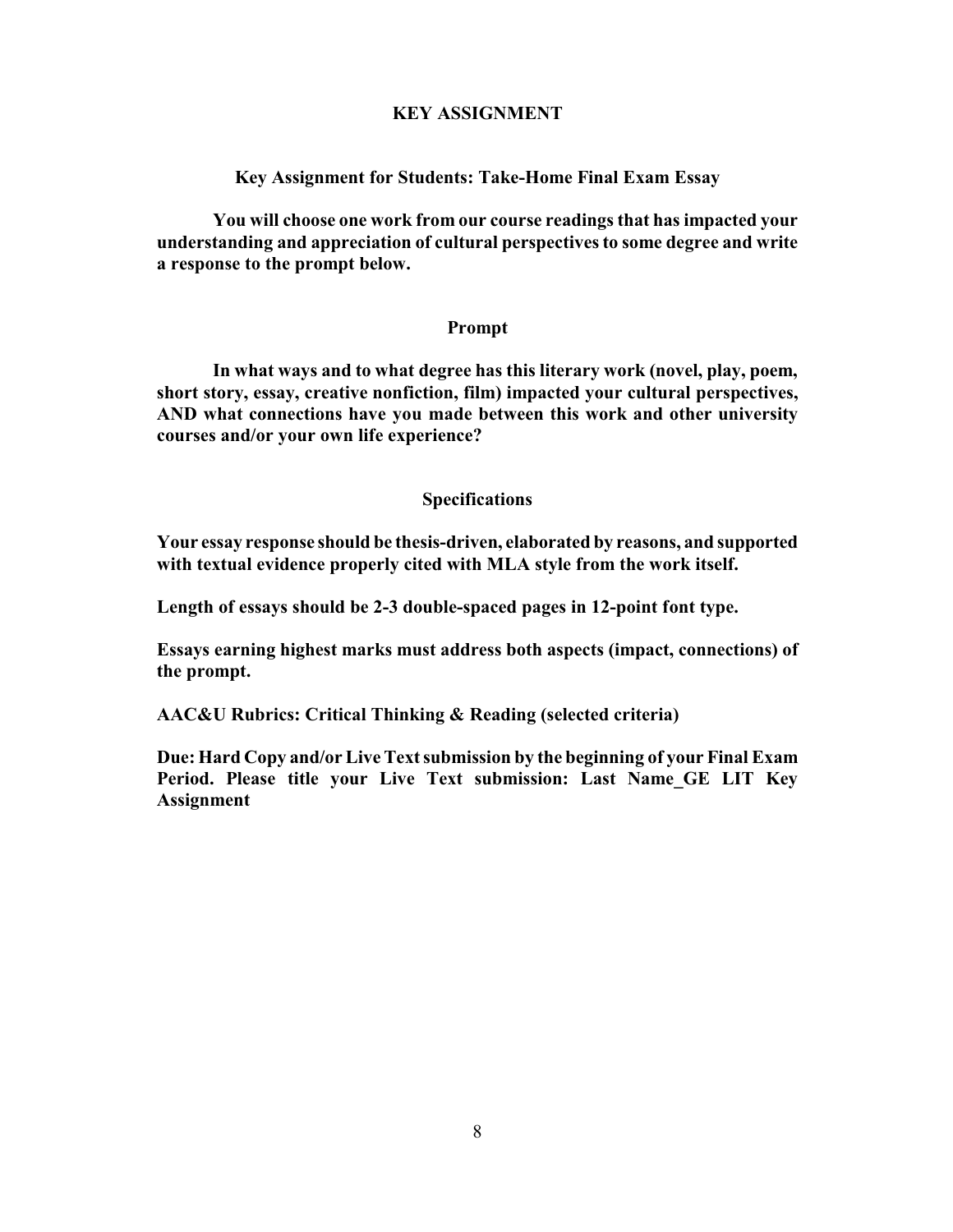# KEY ASSIGNMENT

## Key Assignment for Students: Take-Home Final Exam Essay

**You will choose one work from our course readings that has impacted your understanding and appreciation of cultural perspectives to some degree and write a response to the prompt below.**

### Prompt

**In what ways and to what degree has this literary work (novel, play, poem, short story, essay, creative nonfiction, film) impacted your cultural perspectives, AND what connections have you made between this work and other university courses and/or your own life experience?**

### Specifications

**Your essay response should be thesis-driven, elaborated by reasons, and supported with textual evidence properly cited with MLA style from the work itself.**

**Length of essays should be 2-3 double-spaced pages in 12-point font type.**

**Essays earning highest marks must address both aspects (impact, connections) of the prompt.**

**AAC&U Rubrics: Critical Thinking & Reading (selected criteria)**

**Due: Hard Copy and/or Live Text submission by the beginning of your Final Exam Period. Please title your Live Text submission: Last Name_GE LIT Key Assignment**